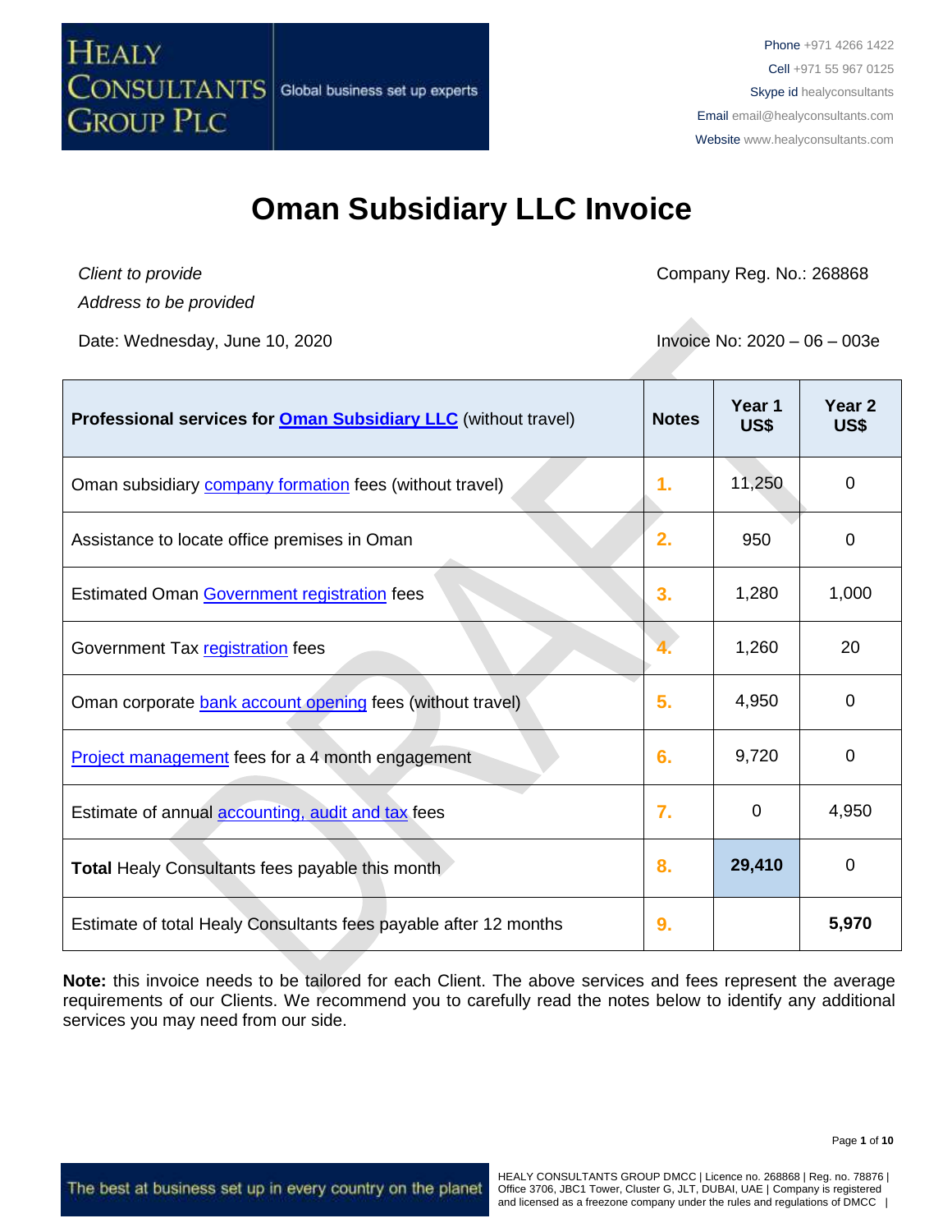Phone +971 4266 1422
Cell +971 55 967 0125
Skype id healyconsultants
Email email@healyconsultants.com
Website www.healyconsultants.com

# Oman Subsidiary LLC Invoice

*Client to provide*
*Address to be provided*

Company Reg. No.: 268868

Date: Wednesday, June 10, 2020

Invoice No: 2020 – 06 – 003e

| **Professional services for Oman Subsidiary LLC** (without travel) | **Notes** | **Year 1 US$** | **Year 2 US$** |
|---|---|---|---|
| Oman subsidiary company formation fees (without travel) | 1. | 11,250 | 0 |
| Assistance to locate office premises in Oman | 2. | 950 | 0 |
| Estimated Oman Government registration fees | 3. | 1,280 | 1,000 |
| Government Tax registration fees | 4. | 1,260 | 20 |
| Oman corporate bank account opening fees (without travel) | 5. | 4,950 | 0 |
| Project management fees for a 4 month engagement | 6. | 9,720 | 0 |
| Estimate of annual accounting, audit and tax fees | 7. | 0 | 4,950 |
| **Total** Healy Consultants fees payable this month | 8. | **29,410** | 0 |
| Estimate of total Healy Consultants fees payable after 12 months | 9. | | **5,970** |

**Note:** this invoice needs to be tailored for each Client. The above services and fees represent the average requirements of our Clients. We recommend you to carefully read the notes below to identify any additional services you may need from our side.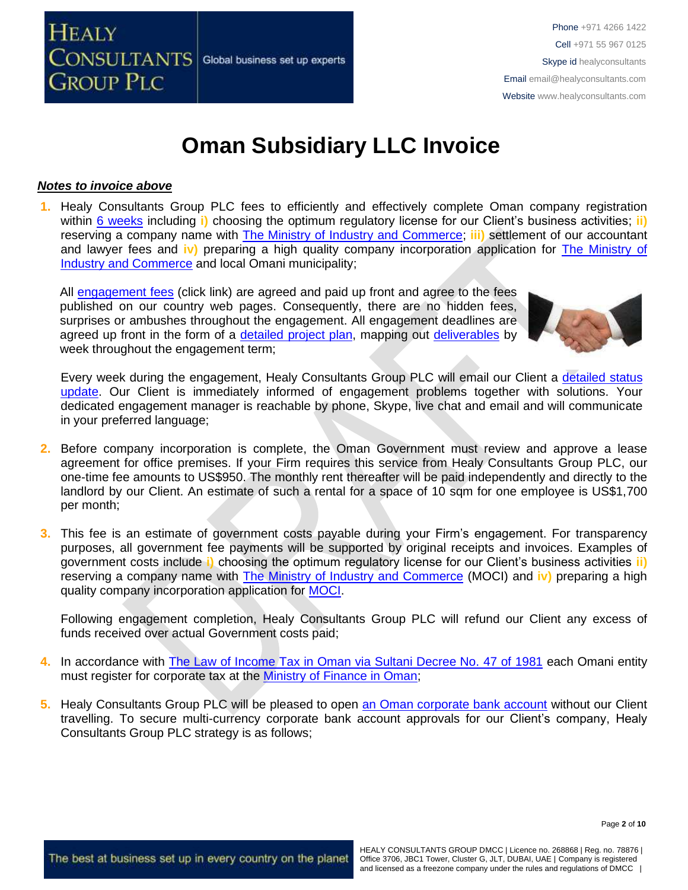# Oman Subsidiary LLC Invoice

***Notes to invoice above***

1. Healy Consultants Group PLC fees to efficiently and effectively complete Oman company registration within 6 weeks including **i)** choosing the optimum regulatory license for our Client's business activities; **ii)** reserving a company name with The Ministry of Industry and Commerce; **iii)** settlement of our accountant and lawyer fees and **iv)** preparing a high quality company incorporation application for The Ministry of Industry and Commerce and local Omani municipality;

   All engagement fees (click link) are agreed and paid up front and agree to the fees published on our country web pages. Consequently, there are no hidden fees, surprises or ambushes throughout the engagement. All engagement deadlines are agreed up front in the form of a detailed project plan, mapping out deliverables by week throughout the engagement term;

   Every week during the engagement, Healy Consultants Group PLC will email our Client a detailed status update. Our Client is immediately informed of engagement problems together with solutions. Your dedicated engagement manager is reachable by phone, Skype, live chat and email and will communicate in your preferred language;

2. Before company incorporation is complete, the Oman Government must review and approve a lease agreement for office premises. If your Firm requires this service from Healy Consultants Group PLC, our one-time fee amounts to US$950. The monthly rent thereafter will be paid independently and directly to the landlord by our Client. An estimate of such a rental for a space of 10 sqm for one employee is US$1,700 per month;

3. This fee is an estimate of government costs payable during your Firm's engagement. For transparency purposes, all government fee payments will be supported by original receipts and invoices. Examples of government costs include **i)** choosing the optimum regulatory license for our Client's business activities **ii)** reserving a company name with The Ministry of Industry and Commerce (MOCI) and **iv)** preparing a high quality company incorporation application for MOCI.

   Following engagement completion, Healy Consultants Group PLC will refund our Client any excess of funds received over actual Government costs paid;

4. In accordance with The Law of Income Tax in Oman via Sultani Decree No. 47 of 1981 each Omani entity must register for corporate tax at the Ministry of Finance in Oman;

5. Healy Consultants Group PLC will be pleased to open an Oman corporate bank account without our Client travelling. To secure multi-currency corporate bank account approvals for our Client's company, Healy Consultants Group PLC strategy is as follows;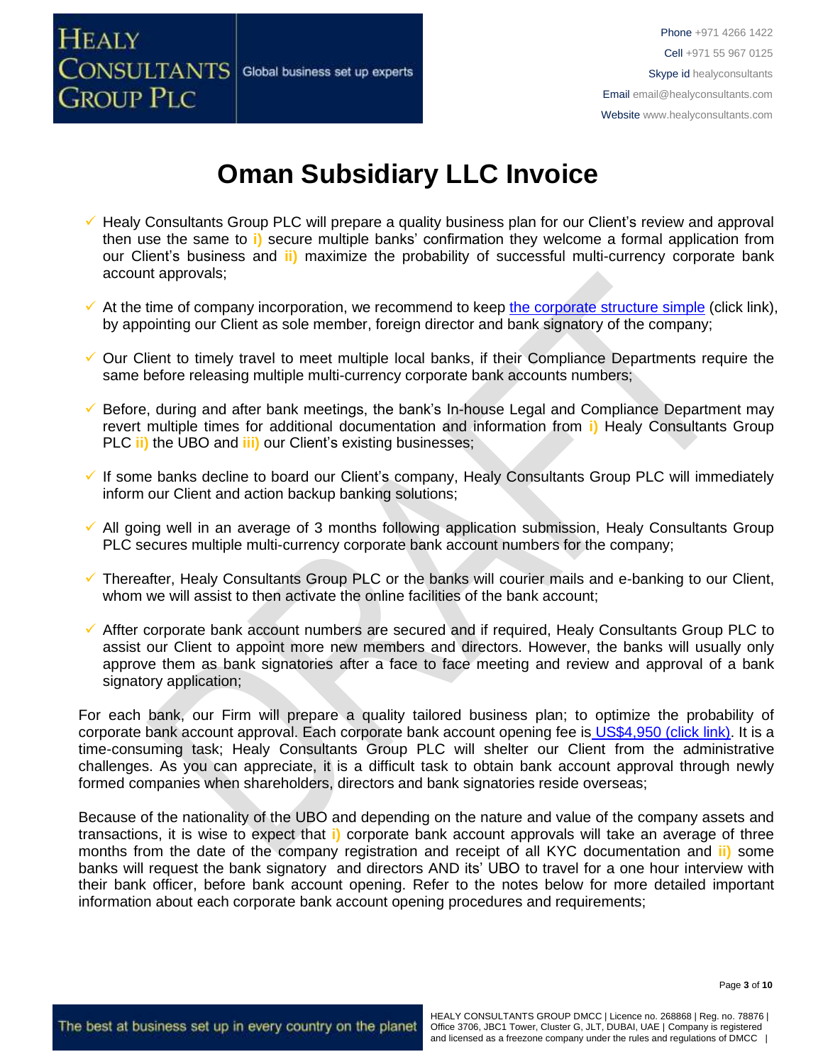# Oman Subsidiary LLC Invoice

- ✓ Healy Consultants Group PLC will prepare a quality business plan for our Client's review and approval then use the same to **i)** secure multiple banks' confirmation they welcome a formal application from our Client's business and **ii)** maximize the probability of successful multi-currency corporate bank account approvals;
- ✓ At the time of company incorporation, we recommend to keep [the corporate structure simple](#) (click link), by appointing our Client as sole member, foreign director and bank signatory of the company;
- ✓ Our Client to timely travel to meet multiple local banks, if their Compliance Departments require the same before releasing multiple multi-currency corporate bank accounts numbers;
- ✓ Before, during and after bank meetings, the bank's In-house Legal and Compliance Department may revert multiple times for additional documentation and information from **i)** Healy Consultants Group PLC **ii)** the UBO and **iii)** our Client's existing businesses;
- ✓ If some banks decline to board our Client's company, Healy Consultants Group PLC will immediately inform our Client and action backup banking solutions;
- ✓ All going well in an average of 3 months following application submission, Healy Consultants Group PLC secures multiple multi-currency corporate bank account numbers for the company;
- ✓ Thereafter, Healy Consultants Group PLC or the banks will courier mails and e-banking to our Client, whom we will assist to then activate the online facilities of the bank account;
- ✓ Affter corporate bank account numbers are secured and if required, Healy Consultants Group PLC to assist our Client to appoint more new members and directors. However, the banks will usually only approve them as bank signatories after a face to face meeting and review and approval of a bank signatory application;

For each bank, our Firm will prepare a quality tailored business plan; to optimize the probability of corporate bank account approval. Each corporate bank account opening fee is [US$4,950 (click link)](#). It is a time-consuming task; Healy Consultants Group PLC will shelter our Client from the administrative challenges. As you can appreciate, it is a difficult task to obtain bank account approval through newly formed companies when shareholders, directors and bank signatories reside overseas;

Because of the nationality of the UBO and depending on the nature and value of the company assets and transactions, it is wise to expect that **i)** corporate bank account approvals will take an average of three months from the date of the company registration and receipt of all KYC documentation and **ii)** some banks will request the bank signatory and directors AND its' UBO to travel for a one hour interview with their bank officer, before bank account opening. Refer to the notes below for more detailed important information about each corporate bank account opening procedures and requirements;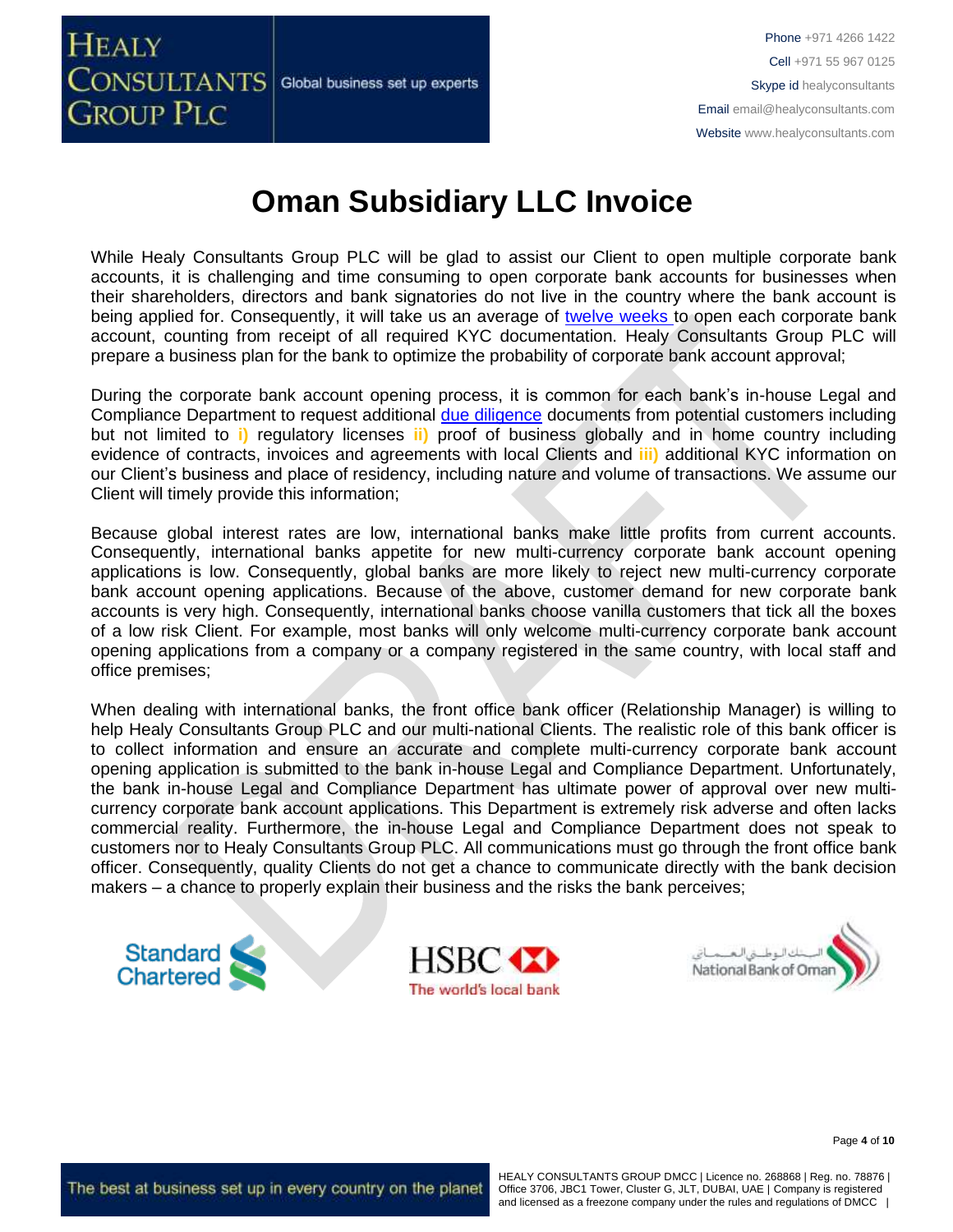# Oman Subsidiary LLC Invoice

While Healy Consultants Group PLC will be glad to assist our Client to open multiple corporate bank accounts, it is challenging and time consuming to open corporate bank accounts for businesses when their shareholders, directors and bank signatories do not live in the country where the bank account is being applied for. Consequently, it will take us an average of twelve weeks to open each corporate bank account, counting from receipt of all required KYC documentation. Healy Consultants Group PLC will prepare a business plan for the bank to optimize the probability of corporate bank account approval;

During the corporate bank account opening process, it is common for each bank's in-house Legal and Compliance Department to request additional due diligence documents from potential customers including but not limited to **i)** regulatory licenses **ii)** proof of business globally and in home country including evidence of contracts, invoices and agreements with local Clients and **iii)** additional KYC information on our Client's business and place of residency, including nature and volume of transactions. We assume our Client will timely provide this information;

Because global interest rates are low, international banks make little profits from current accounts. Consequently, international banks appetite for new multi-currency corporate bank account opening applications is low. Consequently, global banks are more likely to reject new multi-currency corporate bank account opening applications. Because of the above, customer demand for new corporate bank accounts is very high. Consequently, international banks choose vanilla customers that tick all the boxes of a low risk Client. For example, most banks will only welcome multi-currency corporate bank account opening applications from a company or a company registered in the same country, with local staff and office premises;

When dealing with international banks, the front office bank officer (Relationship Manager) is willing to help Healy Consultants Group PLC and our multi-national Clients. The realistic role of this bank officer is to collect information and ensure an accurate and complete multi-currency corporate bank account opening application is submitted to the bank in-house Legal and Compliance Department. Unfortunately, the bank in-house Legal and Compliance Department has ultimate power of approval over new multi-currency corporate bank account applications. This Department is extremely risk adverse and often lacks commercial reality. Furthermore, the in-house Legal and Compliance Department does not speak to customers nor to Healy Consultants Group PLC. All communications must go through the front office bank officer. Consequently, quality Clients do not get a chance to communicate directly with the bank decision makers – a chance to properly explain their business and the risks the bank perceives;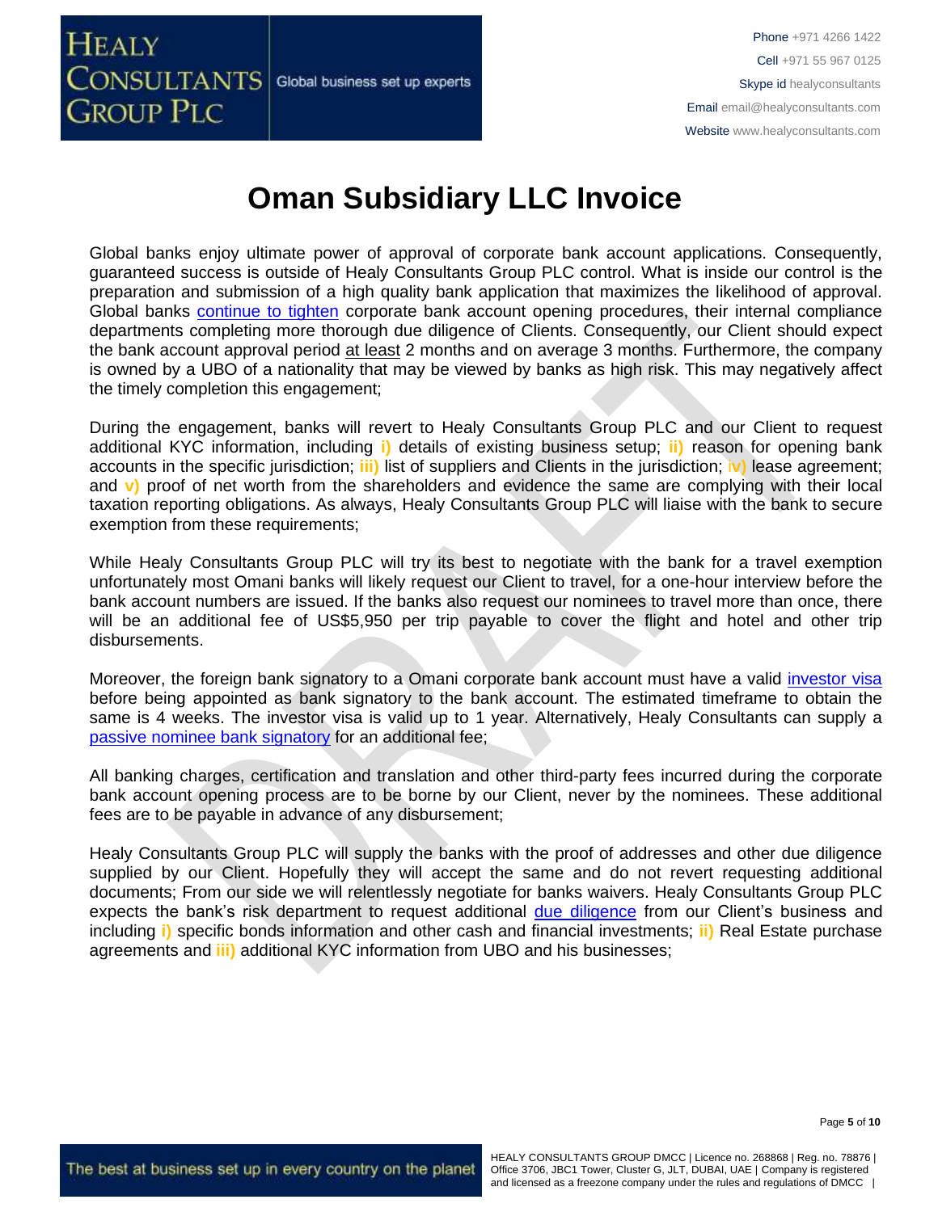# Oman Subsidiary LLC Invoice

Global banks enjoy ultimate power of approval of corporate bank account applications. Consequently, guaranteed success is outside of Healy Consultants Group PLC control. What is inside our control is the preparation and submission of a high quality bank application that maximizes the likelihood of approval. Global banks continue to tighten corporate bank account opening procedures, their internal compliance departments completing more thorough due diligence of Clients. Consequently, our Client should expect the bank account approval period at least 2 months and on average 3 months. Furthermore, the company is owned by a UBO of a nationality that may be viewed by banks as high risk. This may negatively affect the timely completion this engagement;

During the engagement, banks will revert to Healy Consultants Group PLC and our Client to request additional KYC information, including **i)** details of existing business setup; **ii)** reason for opening bank accounts in the specific jurisdiction; **iii)** list of suppliers and Clients in the jurisdiction; **iv)** lease agreement; and **v)** proof of net worth from the shareholders and evidence the same are complying with their local taxation reporting obligations. As always, Healy Consultants Group PLC will liaise with the bank to secure exemption from these requirements;

While Healy Consultants Group PLC will try its best to negotiate with the bank for a travel exemption unfortunately most Omani banks will likely request our Client to travel, for a one-hour interview before the bank account numbers are issued. If the banks also request our nominees to travel more than once, there will be an additional fee of US$5,950 per trip payable to cover the flight and hotel and other trip disbursements.

Moreover, the foreign bank signatory to a Omani corporate bank account must have a valid investor visa before being appointed as bank signatory to the bank account. The estimated timeframe to obtain the same is 4 weeks. The investor visa is valid up to 1 year. Alternatively, Healy Consultants can supply a passive nominee bank signatory for an additional fee;

All banking charges, certification and translation and other third-party fees incurred during the corporate bank account opening process are to be borne by our Client, never by the nominees. These additional fees are to be payable in advance of any disbursement;

Healy Consultants Group PLC will supply the banks with the proof of addresses and other due diligence supplied by our Client. Hopefully they will accept the same and do not revert requesting additional documents; From our side we will relentlessly negotiate for banks waivers. Healy Consultants Group PLC expects the bank's risk department to request additional due diligence from our Client's business and including **i)** specific bonds information and other cash and financial investments; **ii)** Real Estate purchase agreements and **iii)** additional KYC information from UBO and his businesses;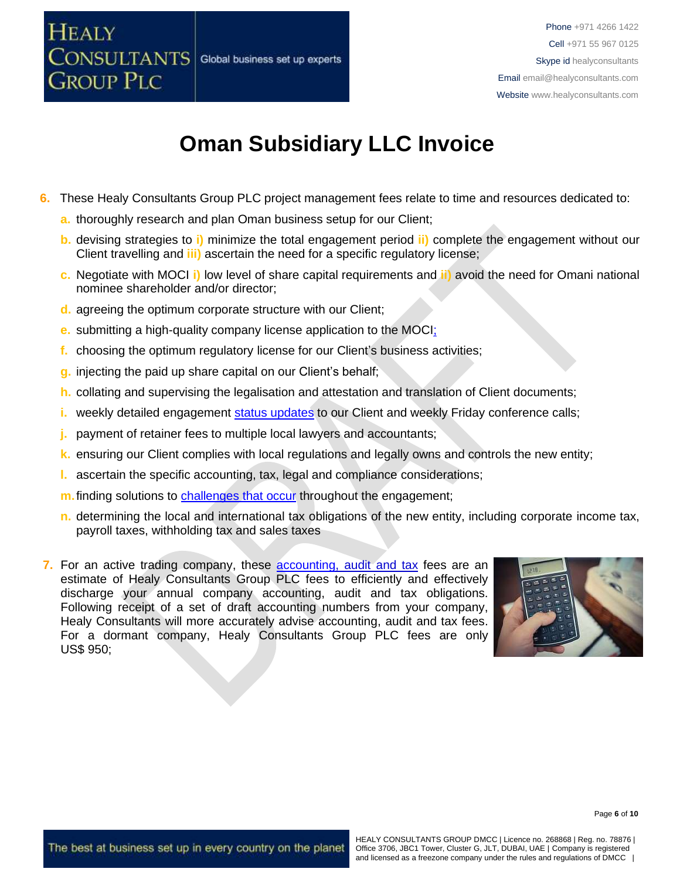# Oman Subsidiary LLC Invoice

6. These Healy Consultants Group PLC project management fees relate to time and resources dedicated to:
   a. thoroughly research and plan Oman business setup for our Client;
   b. devising strategies to i) minimize the total engagement period ii) complete the engagement without our Client travelling and iii) ascertain the need for a specific regulatory license;
   c. Negotiate with MOCI i) low level of share capital requirements and ii) avoid the need for Omani national nominee shareholder and/or director;
   d. agreeing the optimum corporate structure with our Client;
   e. submitting a high-quality company license application to the MOCI;
   f. choosing the optimum regulatory license for our Client's business activities;
   g. injecting the paid up share capital on our Client's behalf;
   h. collating and supervising the legalisation and attestation and translation of Client documents;
   i. weekly detailed engagement status updates to our Client and weekly Friday conference calls;
   j. payment of retainer fees to multiple local lawyers and accountants;
   k. ensuring our Client complies with local regulations and legally owns and controls the new entity;
   l. ascertain the specific accounting, tax, legal and compliance considerations;
   m. finding solutions to challenges that occur throughout the engagement;
   n. determining the local and international tax obligations of the new entity, including corporate income tax, payroll taxes, withholding tax and sales taxes

7. For an active trading company, these accounting, audit and tax fees are an estimate of Healy Consultants Group PLC fees to efficiently and effectively discharge your annual company accounting, audit and tax obligations. Following receipt of a set of draft accounting numbers from your company, Healy Consultants will more accurately advise accounting, audit and tax fees. For a dormant company, Healy Consultants Group PLC fees are only US$ 950;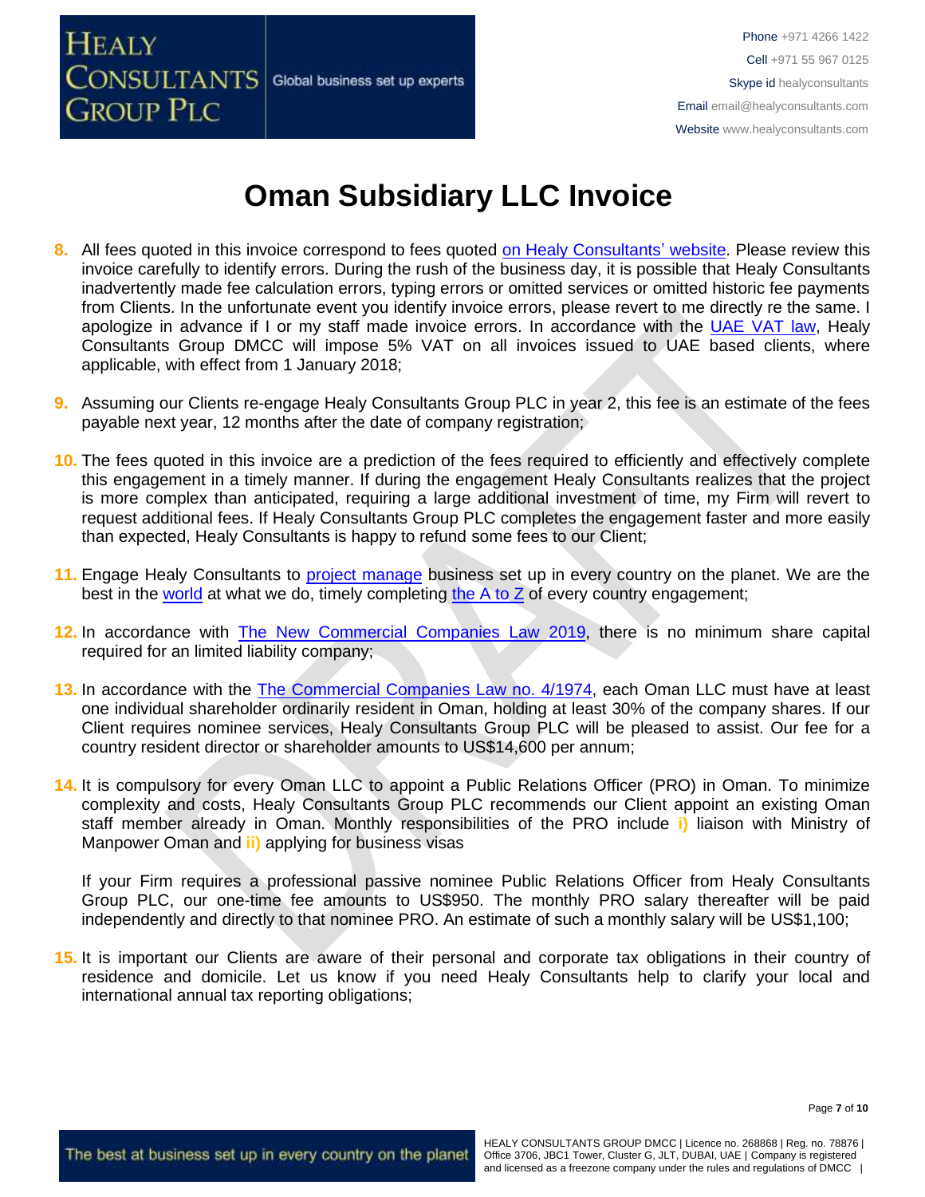# Oman Subsidiary LLC Invoice

8. All fees quoted in this invoice correspond to fees quoted on Healy Consultants' website. Please review this invoice carefully to identify errors. During the rush of the business day, it is possible that Healy Consultants inadvertently made fee calculation errors, typing errors or omitted services or omitted historic fee payments from Clients. In the unfortunate event you identify invoice errors, please revert to me directly re the same. I apologize in advance if I or my staff made invoice errors. In accordance with the UAE VAT law, Healy Consultants Group DMCC will impose 5% VAT on all invoices issued to UAE based clients, where applicable, with effect from 1 January 2018;

9. Assuming our Clients re-engage Healy Consultants Group PLC in year 2, this fee is an estimate of the fees payable next year, 12 months after the date of company registration;

10. The fees quoted in this invoice are a prediction of the fees required to efficiently and effectively complete this engagement in a timely manner. If during the engagement Healy Consultants realizes that the project is more complex than anticipated, requiring a large additional investment of time, my Firm will revert to request additional fees. If Healy Consultants Group PLC completes the engagement faster and more easily than expected, Healy Consultants is happy to refund some fees to our Client;

11. Engage Healy Consultants to project manage business set up in every country on the planet. We are the best in the world at what we do, timely completing the A to Z of every country engagement;

12. In accordance with The New Commercial Companies Law 2019, there is no minimum share capital required for an limited liability company;

13. In accordance with the The Commercial Companies Law no. 4/1974, each Oman LLC must have at least one individual shareholder ordinarily resident in Oman, holding at least 30% of the company shares. If our Client requires nominee services, Healy Consultants Group PLC will be pleased to assist. Our fee for a country resident director or shareholder amounts to US$14,600 per annum;

14. It is compulsory for every Oman LLC to appoint a Public Relations Officer (PRO) in Oman. To minimize complexity and costs, Healy Consultants Group PLC recommends our Client appoint an existing Oman staff member already in Oman. Monthly responsibilities of the PRO include **i)** liaison with Ministry of Manpower Oman and **ii)** applying for business visas

    If your Firm requires a professional passive nominee Public Relations Officer from Healy Consultants Group PLC, our one-time fee amounts to US$950. The monthly PRO salary thereafter will be paid independently and directly to that nominee PRO. An estimate of such a monthly salary will be US$1,100;

15. It is important our Clients are aware of their personal and corporate tax obligations in their country of residence and domicile. Let us know if you need Healy Consultants help to clarify your local and international annual tax reporting obligations;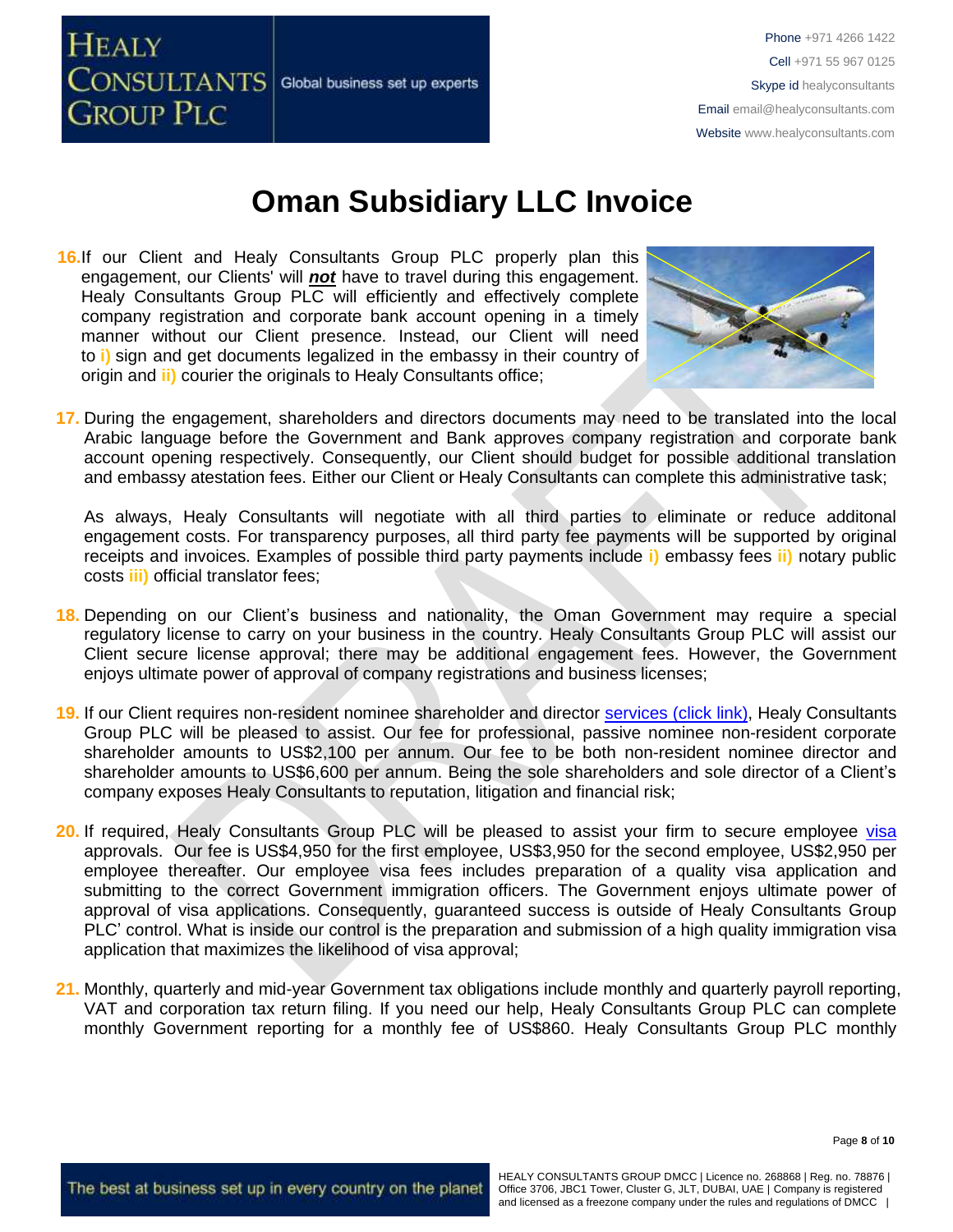# Oman Subsidiary LLC Invoice

16. If our Client and Healy Consultants Group PLC properly plan this engagement, our Clients' will ***not*** have to travel during this engagement. Healy Consultants Group PLC will efficiently and effectively complete company registration and corporate bank account opening in a timely manner without our Client presence. Instead, our Client will need to i) sign and get documents legalized in the embassy in their country of origin and ii) courier the originals to Healy Consultants office;

17. During the engagement, shareholders and directors documents may need to be translated into the local Arabic language before the Government and Bank approves company registration and corporate bank account opening respectively. Consequently, our Client should budget for possible additional translation and embassy atestation fees. Either our Client or Healy Consultants can complete this administrative task;

    As always, Healy Consultants will negotiate with all third parties to eliminate or reduce additonal engagement costs. For transparency purposes, all third party fee payments will be supported by original receipts and invoices. Examples of possible third party payments include i) embassy fees ii) notary public costs iii) official translator fees;

18. Depending on our Client's business and nationality, the Oman Government may require a special regulatory license to carry on your business in the country. Healy Consultants Group PLC will assist our Client secure license approval; there may be additional engagement fees. However, the Government enjoys ultimate power of approval of company registrations and business licenses;

19. If our Client requires non-resident nominee shareholder and director services (click link), Healy Consultants Group PLC will be pleased to assist. Our fee for professional, passive nominee non-resident corporate shareholder amounts to US$2,100 per annum. Our fee to be both non-resident nominee director and shareholder amounts to US$6,600 per annum. Being the sole shareholders and sole director of a Client's company exposes Healy Consultants to reputation, litigation and financial risk;

20. If required, Healy Consultants Group PLC will be pleased to assist your firm to secure employee visa approvals. Our fee is US$4,950 for the first employee, US$3,950 for the second employee, US$2,950 per employee thereafter. Our employee visa fees includes preparation of a quality visa application and submitting to the correct Government immigration officers. The Government enjoys ultimate power of approval of visa applications. Consequently, guaranteed success is outside of Healy Consultants Group PLC' control. What is inside our control is the preparation and submission of a high quality immigration visa application that maximizes the likelihood of visa approval;

21. Monthly, quarterly and mid-year Government tax obligations include monthly and quarterly payroll reporting, VAT and corporation tax return filing. If you need our help, Healy Consultants Group PLC can complete monthly Government reporting for a monthly fee of US$860. Healy Consultants Group PLC monthly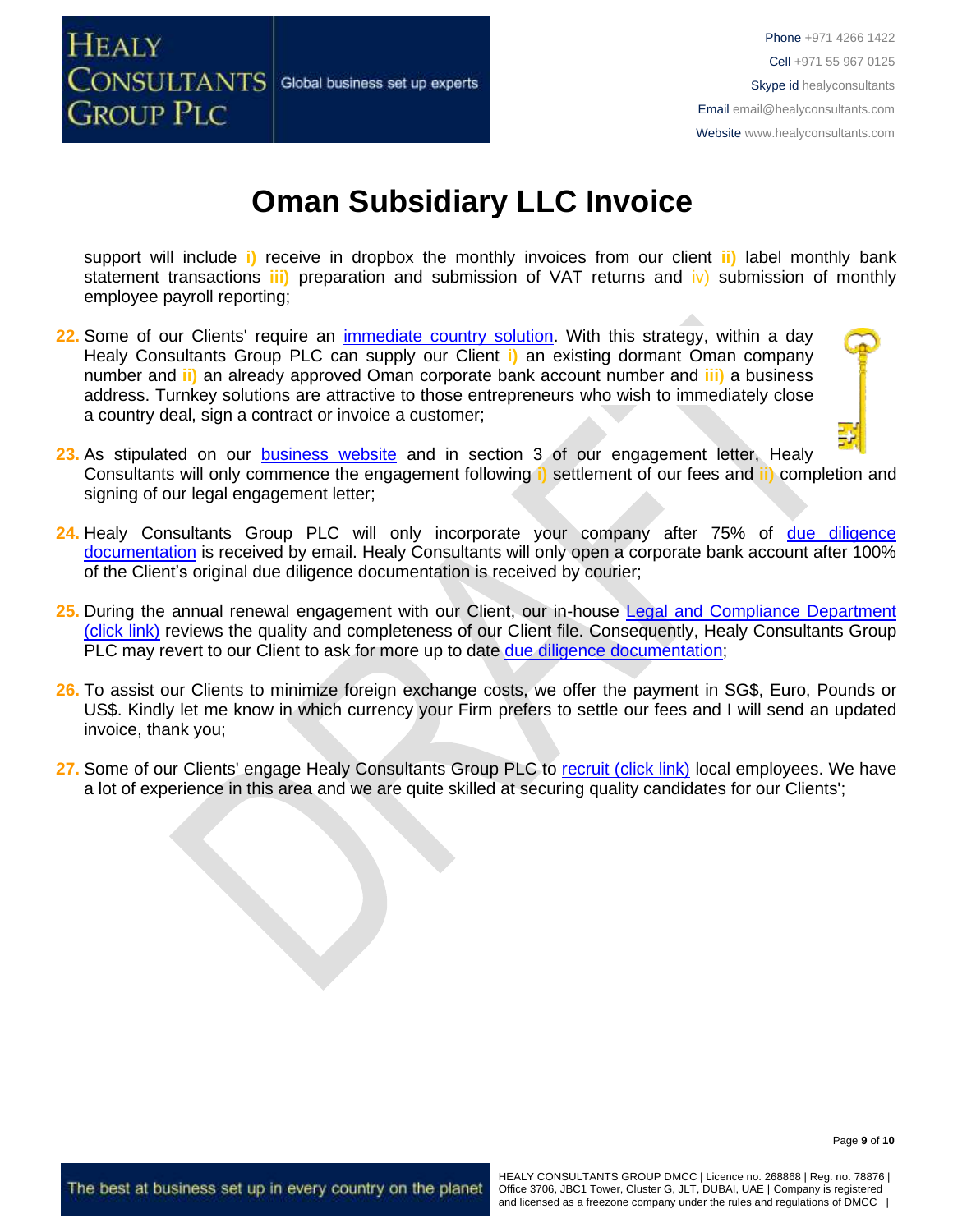# Oman Subsidiary LLC Invoice

support will include **i)** receive in dropbox the monthly invoices from our client **ii)** label monthly bank statement transactions **iii)** preparation and submission of VAT returns and iv) submission of monthly employee payroll reporting;

22. Some of our Clients' require an immediate country solution. With this strategy, within a day Healy Consultants Group PLC can supply our Client **i)** an existing dormant Oman company number and **ii)** an already approved Oman corporate bank account number and **iii)** a business address. Turnkey solutions are attractive to those entrepreneurs who wish to immediately close a country deal, sign a contract or invoice a customer;

23. As stipulated on our business website and in section 3 of our engagement letter, Healy Consultants will only commence the engagement following **i)** settlement of our fees and **ii)** completion and signing of our legal engagement letter;

24. Healy Consultants Group PLC will only incorporate your company after 75% of due diligence documentation is received by email. Healy Consultants will only open a corporate bank account after 100% of the Client's original due diligence documentation is received by courier;

25. During the annual renewal engagement with our Client, our in-house Legal and Compliance Department (click link) reviews the quality and completeness of our Client file. Consequently, Healy Consultants Group PLC may revert to our Client to ask for more up to date due diligence documentation;

26. To assist our Clients to minimize foreign exchange costs, we offer the payment in SG$, Euro, Pounds or US$. Kindly let me know in which currency your Firm prefers to settle our fees and I will send an updated invoice, thank you;

27. Some of our Clients' engage Healy Consultants Group PLC to recruit (click link) local employees. We have a lot of experience in this area and we are quite skilled at securing quality candidates for our Clients';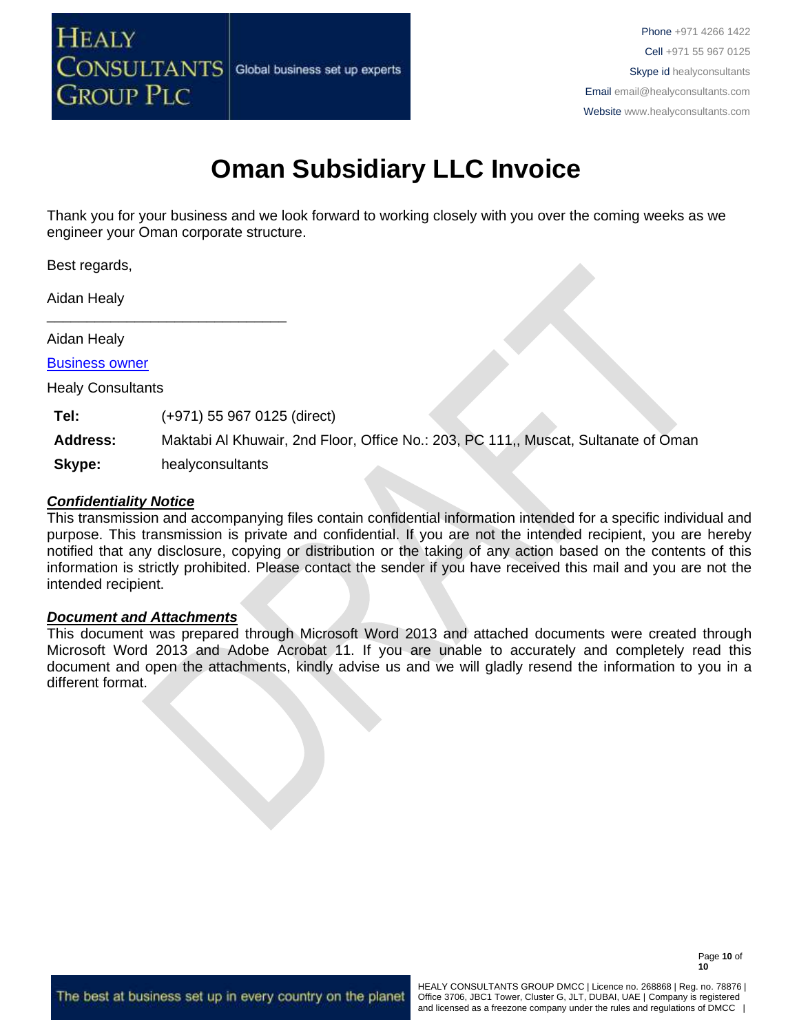# Oman Subsidiary LLC Invoice

Thank you for your business and we look forward to working closely with you over the coming weeks as we engineer your Oman corporate structure.

Best regards,

Aidan Healy

______________________________

Aidan Healy

Business owner

Healy Consultants

| | |
|---|---|
| **Tel:** | (+971) 55 967 0125 (direct) |
| **Address:** | Maktabi Al Khuwair, 2nd Floor, Office No.: 203, PC 111,, Muscat, Sultanate of Oman |
| **Skype:** | healyconsultants |

***Confidentiality Notice***

This transmission and accompanying files contain confidential information intended for a specific individual and purpose. This transmission is private and confidential. If you are not the intended recipient, you are hereby notified that any disclosure, copying or distribution or the taking of any action based on the contents of this information is strictly prohibited. Please contact the sender if you have received this mail and you are not the intended recipient.

***Document and Attachments***

This document was prepared through Microsoft Word 2013 and attached documents were created through Microsoft Word 2013 and Adobe Acrobat 11. If you are unable to accurately and completely read this document and open the attachments, kindly advise us and we will gladly resend the information to you in a different format.